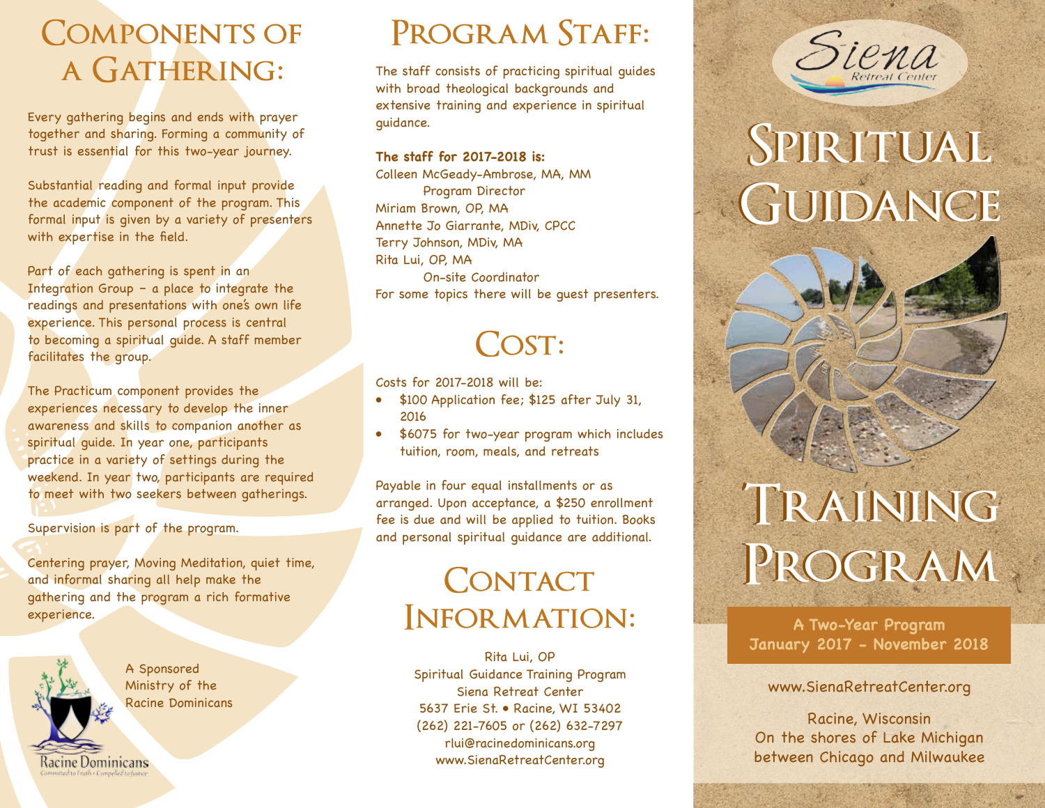# Components of a Gathering:

Every gathering begins and ends with prayer together and sharing. Forming a community of trust is essential for this two-year journey.

Substantial reading and formal input provide the academic component of the program. This formal input is given by a variety of presenters with expertise in the field.

Part of each gathering is spent in an Integration Group – a place to integrate the readings and presentations with one's own life experience. This personal process is central to becoming a spiritual guide. A staff member facilitates the group.

The Practicum component provides the experiences necessary to develop the inner awareness and skills to companion another as spiritual guide. In year one, participants practice in a variety of settings during the weekend. In year two, participants are required to meet with two seekers between gatherings.

Supervision is part of the program.

Centering prayer, Moving Meditation, quiet time, and informal sharing all help make the gathering and the program a rich formative experience.

A Sponsored Ministry of the Racine Dominicans

Racine Dominicans
Committed to Truth • Compelled to Justice

# Program Staff:

The staff consists of practicing spiritual guides with broad theological backgrounds and extensive training and experience in spiritual guidance.

**The staff for 2017-2018 is:**
Colleen McGeady-Ambrose, MA, MM
Program Director
Miriam Brown, OP, MA
Annette Jo Giarrante, MDiv, CPCC
Terry Johnson, MDiv, MA
Rita Lui, OP, MA
On-site Coordinator
For some topics there will be guest presenters.

# Cost:

Costs for 2017-2018 will be:

- $100 Application fee; $125 after July 31, 2016
- $6075 for two-year program which includes tuition, room, meals, and retreats

Payable in four equal installments or as arranged. Upon acceptance, a $250 enrollment fee is due and will be applied to tuition. Books and personal spiritual guidance are additional.

# Contact Information:

Rita Lui, OP
Spiritual Guidance Training Program
Siena Retreat Center
5637 Erie St. • Racine, WI 53402
(262) 221-7605 or (262) 632-7297
rlui@racinedominicans.org
www.SienaRetreatCenter.org

Siena Retreat Center

# Spiritual Guidance Training Program

**A Two-Year Program**
**January 2017 - November 2018**

www.SienaRetreatCenter.org

Racine, Wisconsin
On the shores of Lake Michigan
between Chicago and Milwaukee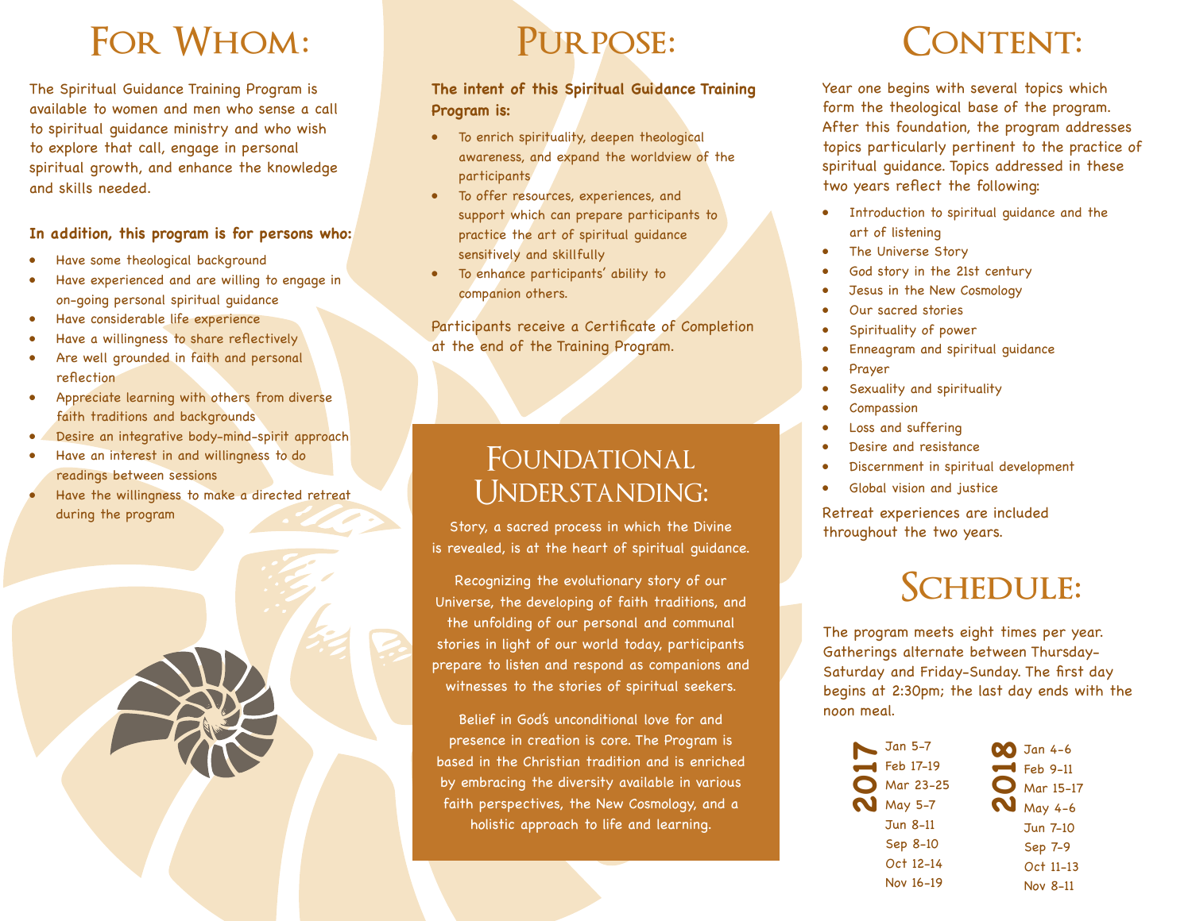# For Whom:

The Spiritual Guidance Training Program is available to women and men who sense a call to spiritual guidance ministry and who wish to explore that call, engage in personal spiritual growth, and enhance the knowledge and skills needed.

**In addition, this program is for persons who:**

- Have some theological background
- Have experienced and are willing to engage in on-going personal spiritual guidance
- Have considerable life experience
- Have a willingness to share reflectively
- Are well grounded in faith and personal reflection
- Appreciate learning with others from diverse faith traditions and backgrounds
- Desire an integrative body-mind-spirit approach
- Have an interest in and willingness to do readings between sessions
- Have the willingness to make a directed retreat during the program

# Purpose:

**The intent of this Spiritual Guidance Training Program is:**

- To enrich spirituality, deepen theological awareness, and expand the worldview of the participants
- To offer resources, experiences, and support which can prepare participants to practice the art of spiritual guidance sensitively and skillfully
- To enhance participants' ability to companion others.

Participants receive a Certificate of Completion at the end of the Training Program.

## Foundational Understanding:

Story, a sacred process in which the Divine is revealed, is at the heart of spiritual guidance.

Recognizing the evolutionary story of our Universe, the developing of faith traditions, and the unfolding of our personal and communal stories in light of our world today, participants prepare to listen and respond as companions and witnesses to the stories of spiritual seekers.

Belief in God's unconditional love for and presence in creation is core. The Program is based in the Christian tradition and is enriched by embracing the diversity available in various faith perspectives, the New Cosmology, and a holistic approach to life and learning.

# Content:

Year one begins with several topics which form the theological base of the program. After this foundation, the program addresses topics particularly pertinent to the practice of spiritual guidance. Topics addressed in these two years reflect the following:

- Introduction to spiritual guidance and the art of listening
- The Universe Story
- God story in the 21st century
- Jesus in the New Cosmology
- Our sacred stories
- Spirituality of power
- Enneagram and spiritual guidance
- Prayer
- Sexuality and spirituality
- Compassion
- Loss and suffering
- Desire and resistance
- Discernment in spiritual development
- Global vision and justice

Retreat experiences are included throughout the two years.

# Schedule:

The program meets eight times per year. Gatherings alternate between Thursday-Saturday and Friday-Sunday. The first day begins at 2:30pm; the last day ends with the noon meal.

**2017**
- Jan 5-7
- Feb 17-19
- Mar 23-25
- May 5-7
- Jun 8-11
- Sep 8-10
- Oct 12-14
- Nov 16-19

**2018**
- Jan 4-6
- Feb 9-11
- Mar 15-17
- May 4-6
- Jun 7-10
- Sep 7-9
- Oct 11-13
- Nov 8-11